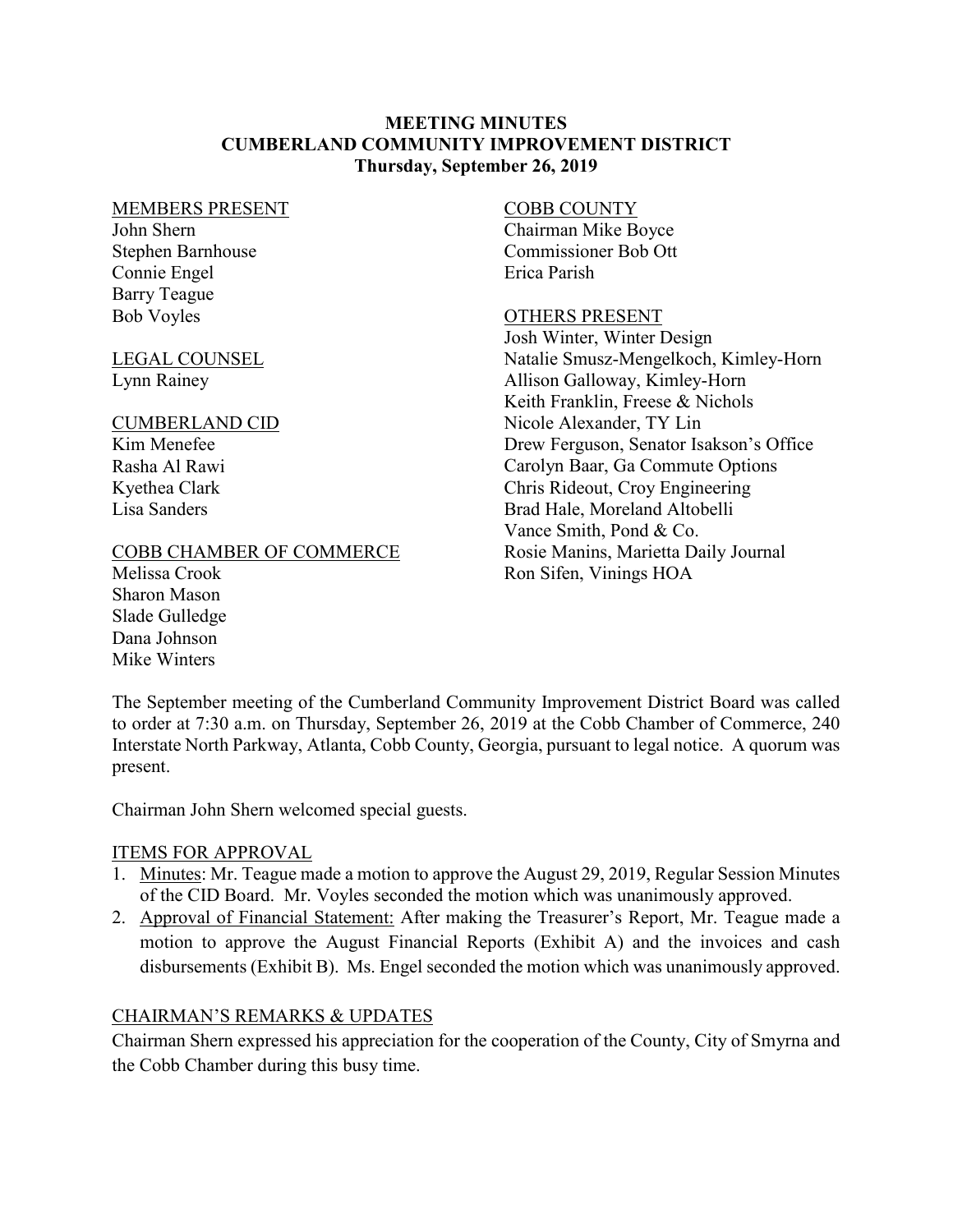# MEETING MINUTES
# CUMBERLAND COMMUNITY IMPROVEMENT DISTRICT
## Thursday, September 26, 2019

MEMBERS PRESENT
John Shern
Stephen Barnhouse
Connie Engel
Barry Teague
Bob Voyles

LEGAL COUNSEL
Lynn Rainey

CUMBERLAND CID
Kim Menefee
Rasha Al Rawi
Kyethea Clark
Lisa Sanders

COBB CHAMBER OF COMMERCE
Melissa Crook
Sharon Mason
Slade Gulledge
Dana Johnson
Mike Winters

COBB COUNTY
Chairman Mike Boyce
Commissioner Bob Ott
Erica Parish

OTHERS PRESENT
Josh Winter, Winter Design
Natalie Smusz-Mengelkoch, Kimley-Horn
Allison Galloway, Kimley-Horn
Keith Franklin, Freese & Nichols
Nicole Alexander, TY Lin
Drew Ferguson, Senator Isakson's Office
Carolyn Baar, Ga Commute Options
Chris Rideout, Croy Engineering
Brad Hale, Moreland Altobelli
Vance Smith, Pond & Co.
Rosie Manins, Marietta Daily Journal
Ron Sifen, Vinings HOA

The September meeting of the Cumberland Community Improvement District Board was called to order at 7:30 a.m. on Thursday, September 26, 2019 at the Cobb Chamber of Commerce, 240 Interstate North Parkway, Atlanta, Cobb County, Georgia, pursuant to legal notice. A quorum was present.

Chairman John Shern welcomed special guests.

ITEMS FOR APPROVAL

1. Minutes: Mr. Teague made a motion to approve the August 29, 2019, Regular Session Minutes of the CID Board. Mr. Voyles seconded the motion which was unanimously approved.
2. Approval of Financial Statement: After making the Treasurer's Report, Mr. Teague made a motion to approve the August Financial Reports (Exhibit A) and the invoices and cash disbursements (Exhibit B). Ms. Engel seconded the motion which was unanimously approved.

CHAIRMAN'S REMARKS & UPDATES

Chairman Shern expressed his appreciation for the cooperation of the County, City of Smyrna and the Cobb Chamber during this busy time.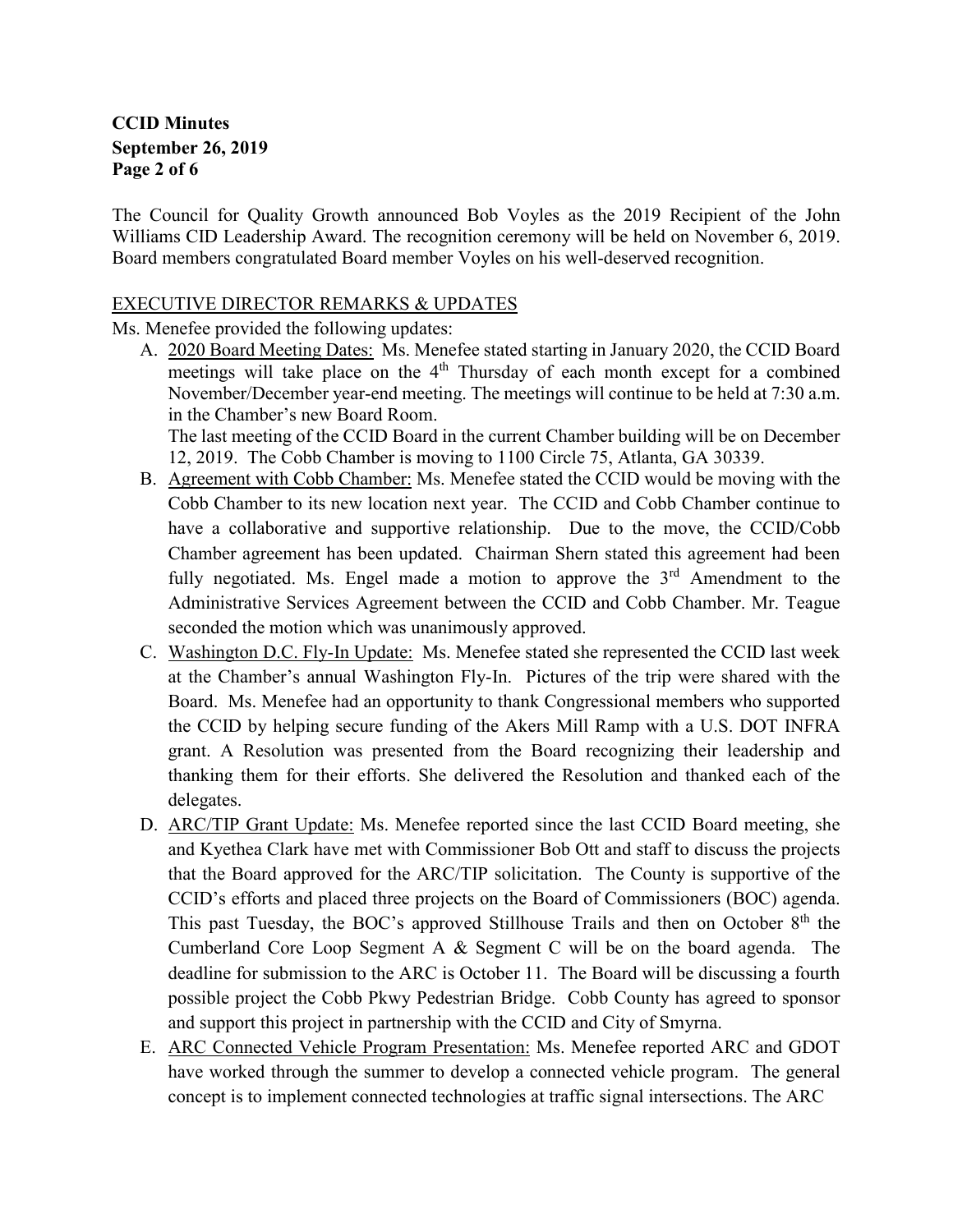The Council for Quality Growth announced Bob Voyles as the 2019 Recipient of the John Williams CID Leadership Award. The recognition ceremony will be held on November 6, 2019. Board members congratulated Board member Voyles on his well-deserved recognition.

EXECUTIVE DIRECTOR REMARKS & UPDATES

Ms. Menefee provided the following updates:

A. 2020 Board Meeting Dates: Ms. Menefee stated starting in January 2020, the CCID Board meetings will take place on the 4th Thursday of each month except for a combined November/December year-end meeting. The meetings will continue to be held at 7:30 a.m. in the Chamber's new Board Room.
   The last meeting of the CCID Board in the current Chamber building will be on December 12, 2019. The Cobb Chamber is moving to 1100 Circle 75, Atlanta, GA 30339.

B. Agreement with Cobb Chamber: Ms. Menefee stated the CCID would be moving with the Cobb Chamber to its new location next year. The CCID and Cobb Chamber continue to have a collaborative and supportive relationship. Due to the move, the CCID/Cobb Chamber agreement has been updated. Chairman Shern stated this agreement had been fully negotiated. Ms. Engel made a motion to approve the 3rd Amendment to the Administrative Services Agreement between the CCID and Cobb Chamber. Mr. Teague seconded the motion which was unanimously approved.

C. Washington D.C. Fly-In Update: Ms. Menefee stated she represented the CCID last week at the Chamber's annual Washington Fly-In. Pictures of the trip were shared with the Board. Ms. Menefee had an opportunity to thank Congressional members who supported the CCID by helping secure funding of the Akers Mill Ramp with a U.S. DOT INFRA grant. A Resolution was presented from the Board recognizing their leadership and thanking them for their efforts. She delivered the Resolution and thanked each of the delegates.

D. ARC/TIP Grant Update: Ms. Menefee reported since the last CCID Board meeting, she and Kyethea Clark have met with Commissioner Bob Ott and staff to discuss the projects that the Board approved for the ARC/TIP solicitation. The County is supportive of the CCID's efforts and placed three projects on the Board of Commissioners (BOC) agenda. This past Tuesday, the BOC's approved Stillhouse Trails and then on October 8th the Cumberland Core Loop Segment A & Segment C will be on the board agenda. The deadline for submission to the ARC is October 11. The Board will be discussing a fourth possible project the Cobb Pkwy Pedestrian Bridge. Cobb County has agreed to sponsor and support this project in partnership with the CCID and City of Smyrna.

E. ARC Connected Vehicle Program Presentation: Ms. Menefee reported ARC and GDOT have worked through the summer to develop a connected vehicle program. The general concept is to implement connected technologies at traffic signal intersections. The ARC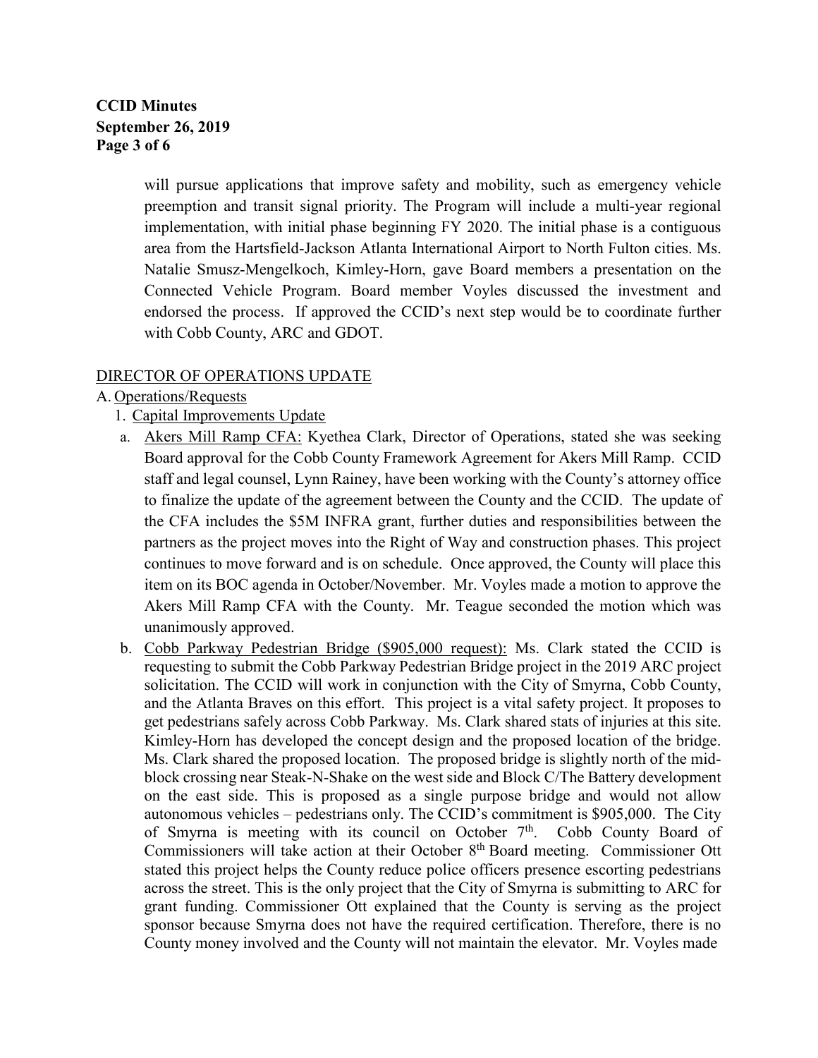will pursue applications that improve safety and mobility, such as emergency vehicle preemption and transit signal priority. The Program will include a multi-year regional implementation, with initial phase beginning FY 2020. The initial phase is a contiguous area from the Hartsfield-Jackson Atlanta International Airport to North Fulton cities. Ms. Natalie Smusz-Mengelkoch, Kimley-Horn, gave Board members a presentation on the Connected Vehicle Program. Board member Voyles discussed the investment and endorsed the process. If approved the CCID's next step would be to coordinate further with Cobb County, ARC and GDOT.

DIRECTOR OF OPERATIONS UPDATE

A. Operations/Requests

1. Capital Improvements Update

a. Akers Mill Ramp CFA: Kyethea Clark, Director of Operations, stated she was seeking Board approval for the Cobb County Framework Agreement for Akers Mill Ramp. CCID staff and legal counsel, Lynn Rainey, have been working with the County's attorney office to finalize the update of the agreement between the County and the CCID. The update of the CFA includes the $5M INFRA grant, further duties and responsibilities between the partners as the project moves into the Right of Way and construction phases. This project continues to move forward and is on schedule. Once approved, the County will place this item on its BOC agenda in October/November. Mr. Voyles made a motion to approve the Akers Mill Ramp CFA with the County. Mr. Teague seconded the motion which was unanimously approved.

b. Cobb Parkway Pedestrian Bridge ($905,000 request): Ms. Clark stated the CCID is requesting to submit the Cobb Parkway Pedestrian Bridge project in the 2019 ARC project solicitation. The CCID will work in conjunction with the City of Smyrna, Cobb County, and the Atlanta Braves on this effort. This project is a vital safety project. It proposes to get pedestrians safely across Cobb Parkway. Ms. Clark shared stats of injuries at this site. Kimley-Horn has developed the concept design and the proposed location of the bridge. Ms. Clark shared the proposed location. The proposed bridge is slightly north of the mid-block crossing near Steak-N-Shake on the west side and Block C/The Battery development on the east side. This is proposed as a single purpose bridge and would not allow autonomous vehicles – pedestrians only. The CCID's commitment is $905,000. The City of Smyrna is meeting with its council on October 7th. Cobb County Board of Commissioners will take action at their October 8th Board meeting. Commissioner Ott stated this project helps the County reduce police officers presence escorting pedestrians across the street. This is the only project that the City of Smyrna is submitting to ARC for grant funding. Commissioner Ott explained that the County is serving as the project sponsor because Smyrna does not have the required certification. Therefore, there is no County money involved and the County will not maintain the elevator. Mr. Voyles made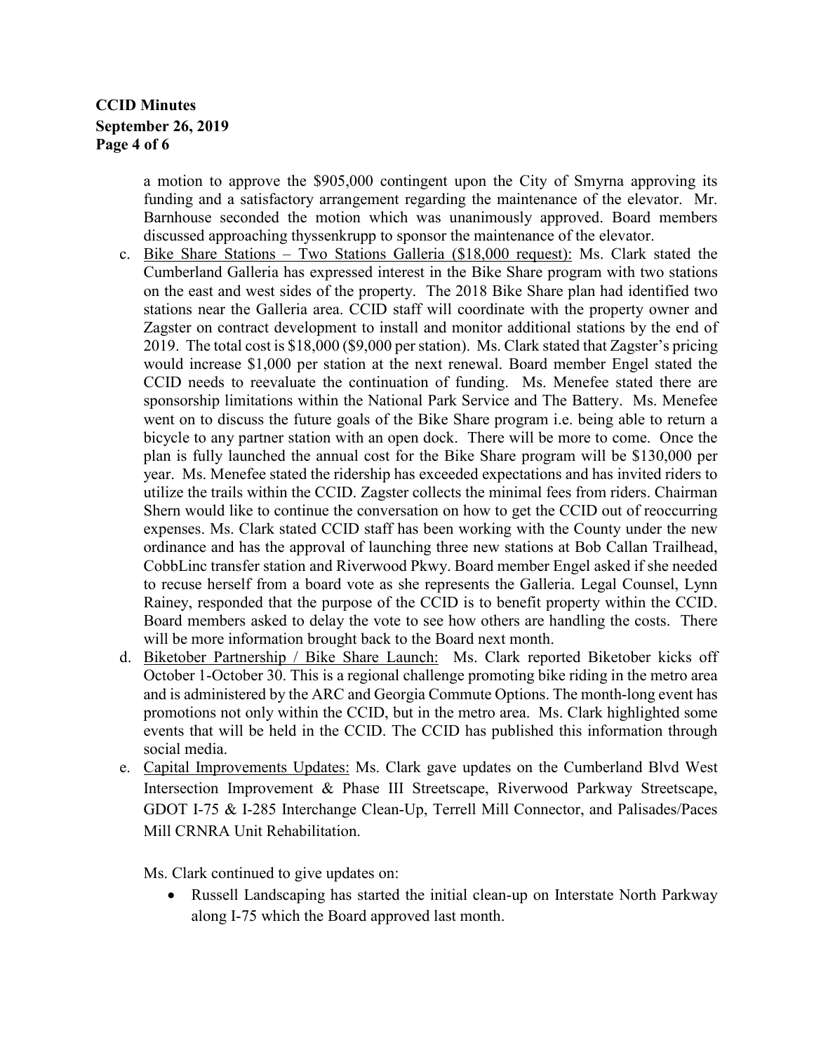a motion to approve the $905,000 contingent upon the City of Smyrna approving its funding and a satisfactory arrangement regarding the maintenance of the elevator. Mr. Barnhouse seconded the motion which was unanimously approved. Board members discussed approaching thyssenkrupp to sponsor the maintenance of the elevator.

c. <u>Bike Share Stations – Two Stations Galleria ($18,000 request):</u> Ms. Clark stated the Cumberland Galleria has expressed interest in the Bike Share program with two stations on the east and west sides of the property. The 2018 Bike Share plan had identified two stations near the Galleria area. CCID staff will coordinate with the property owner and Zagster on contract development to install and monitor additional stations by the end of 2019. The total cost is $18,000 ($9,000 per station). Ms. Clark stated that Zagster's pricing would increase $1,000 per station at the next renewal. Board member Engel stated the CCID needs to reevaluate the continuation of funding. Ms. Menefee stated there are sponsorship limitations within the National Park Service and The Battery. Ms. Menefee went on to discuss the future goals of the Bike Share program i.e. being able to return a bicycle to any partner station with an open dock. There will be more to come. Once the plan is fully launched the annual cost for the Bike Share program will be $130,000 per year. Ms. Menefee stated the ridership has exceeded expectations and has invited riders to utilize the trails within the CCID. Zagster collects the minimal fees from riders. Chairman Shern would like to continue the conversation on how to get the CCID out of reoccurring expenses. Ms. Clark stated CCID staff has been working with the County under the new ordinance and has the approval of launching three new stations at Bob Callan Trailhead, CobbLinc transfer station and Riverwood Pkwy. Board member Engel asked if she needed to recuse herself from a board vote as she represents the Galleria. Legal Counsel, Lynn Rainey, responded that the purpose of the CCID is to benefit property within the CCID. Board members asked to delay the vote to see how others are handling the costs. There will be more information brought back to the Board next month.

d. <u>Biketober Partnership / Bike Share Launch:</u> Ms. Clark reported Biketober kicks off October 1-October 30. This is a regional challenge promoting bike riding in the metro area and is administered by the ARC and Georgia Commute Options. The month-long event has promotions not only within the CCID, but in the metro area. Ms. Clark highlighted some events that will be held in the CCID. The CCID has published this information through social media.

e. <u>Capital Improvements Updates:</u> Ms. Clark gave updates on the Cumberland Blvd West Intersection Improvement & Phase III Streetscape, Riverwood Parkway Streetscape, GDOT I-75 & I-285 Interchange Clean-Up, Terrell Mill Connector, and Palisades/Paces Mill CRNRA Unit Rehabilitation.

   Ms. Clark continued to give updates on:

   - Russell Landscaping has started the initial clean-up on Interstate North Parkway along I-75 which the Board approved last month.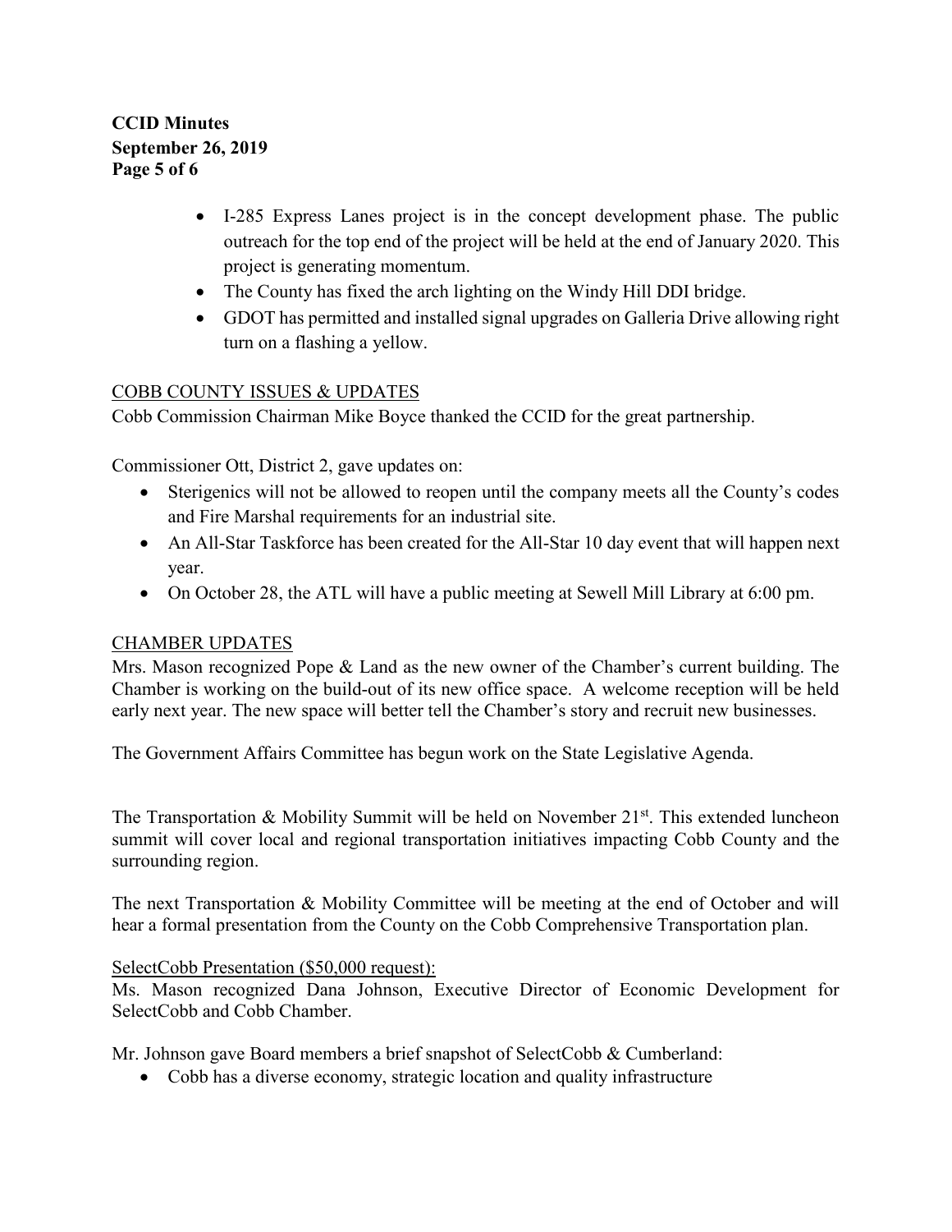- I-285 Express Lanes project is in the concept development phase. The public outreach for the top end of the project will be held at the end of January 2020. This project is generating momentum.
- The County has fixed the arch lighting on the Windy Hill DDI bridge.
- GDOT has permitted and installed signal upgrades on Galleria Drive allowing right turn on a flashing a yellow.

COBB COUNTY ISSUES & UPDATES

Cobb Commission Chairman Mike Boyce thanked the CCID for the great partnership.

Commissioner Ott, District 2, gave updates on:

- Sterigenics will not be allowed to reopen until the company meets all the County's codes and Fire Marshal requirements for an industrial site.
- An All-Star Taskforce has been created for the All-Star 10 day event that will happen next year.
- On October 28, the ATL will have a public meeting at Sewell Mill Library at 6:00 pm.

CHAMBER UPDATES

Mrs. Mason recognized Pope & Land as the new owner of the Chamber's current building. The Chamber is working on the build-out of its new office space. A welcome reception will be held early next year. The new space will better tell the Chamber's story and recruit new businesses.

The Government Affairs Committee has begun work on the State Legislative Agenda.

The Transportation & Mobility Summit will be held on November 21st. This extended luncheon summit will cover local and regional transportation initiatives impacting Cobb County and the surrounding region.

The next Transportation & Mobility Committee will be meeting at the end of October and will hear a formal presentation from the County on the Cobb Comprehensive Transportation plan.

SelectCobb Presentation ($50,000 request):

Ms. Mason recognized Dana Johnson, Executive Director of Economic Development for SelectCobb and Cobb Chamber.

Mr. Johnson gave Board members a brief snapshot of SelectCobb & Cumberland:

- Cobb has a diverse economy, strategic location and quality infrastructure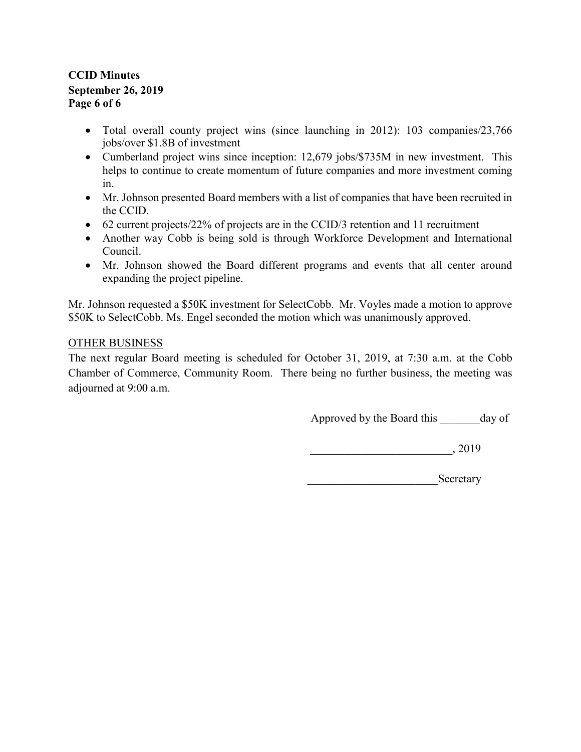- Total overall county project wins (since launching in 2012): 103 companies/23,766 jobs/over $1.8B of investment
- Cumberland project wins since inception: 12,679 jobs/$735M in new investment. This helps to continue to create momentum of future companies and more investment coming in.
- Mr. Johnson presented Board members with a list of companies that have been recruited in the CCID.
- 62 current projects/22% of projects are in the CCID/3 retention and 11 recruitment
- Another way Cobb is being sold is through Workforce Development and International Council.
- Mr. Johnson showed the Board different programs and events that all center around expanding the project pipeline.

Mr. Johnson requested a $50K investment for SelectCobb. Mr. Voyles made a motion to approve $50K to SelectCobb. Ms. Engel seconded the motion which was unanimously approved.

OTHER BUSINESS

The next regular Board meeting is scheduled for October 31, 2019, at 7:30 a.m. at the Cobb Chamber of Commerce, Community Room. There being no further business, the meeting was adjourned at 9:00 a.m.

Approved by the Board this _______day of

_________________________, 2019

_______________________Secretary